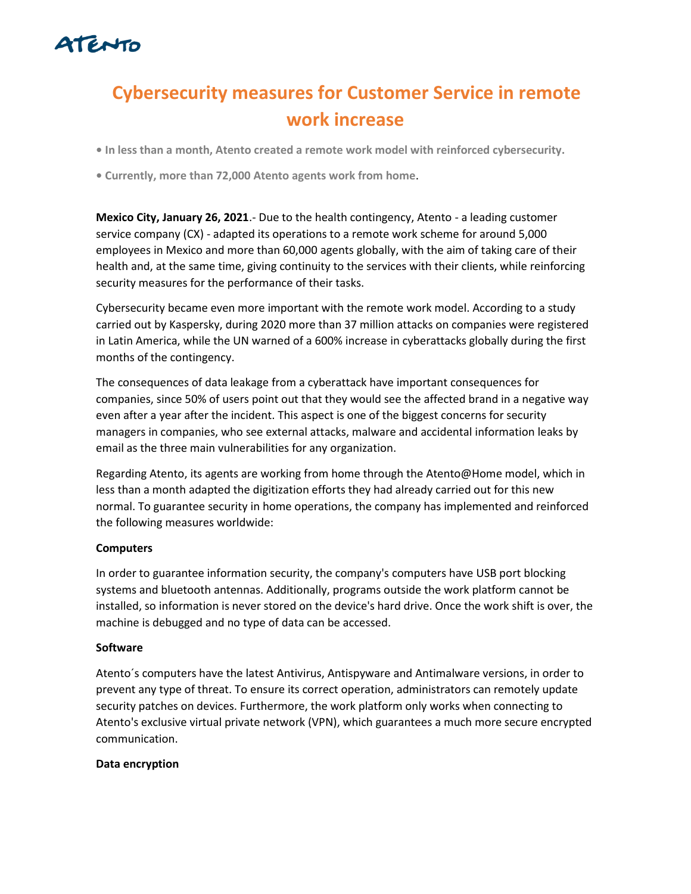# Cybersecurity measures for Customer Service in remote work increase

- **In less than a month, Atento created a remote work model with reinforced cybersecurity.**
- **Currently, more than 72,000 Atento agents work from home**.

**Mexico City, January 26, 2021**.- Due to the health contingency, Atento - a leading customer service company (CX) - adapted its operations to a remote work scheme for around 5,000 employees in Mexico and more than 60,000 agents globally, with the aim of taking care of their health and, at the same time, giving continuity to the services with their clients, while reinforcing security measures for the performance of their tasks.

Cybersecurity became even more important with the remote work model. According to a study carried out by Kaspersky, during 2020 more than 37 million attacks on companies were registered in Latin America, while the UN warned of a 600% increase in cyberattacks globally during the first months of the contingency.

The consequences of data leakage from a cyberattack have important consequences for companies, since 50% of users point out that they would see the affected brand in a negative way even after a year after the incident. This aspect is one of the biggest concerns for security managers in companies, who see external attacks, malware and accidental information leaks by email as the three main vulnerabilities for any organization.

Regarding Atento, its agents are working from home through the Atento@Home model, which in less than a month adapted the digitization efforts they had already carried out for this new normal. To guarantee security in home operations, the company has implemented and reinforced the following measures worldwide:

**Computers**

In order to guarantee information security, the company's computers have USB port blocking systems and bluetooth antennas. Additionally, programs outside the work platform cannot be installed, so information is never stored on the device's hard drive. Once the work shift is over, the machine is debugged and no type of data can be accessed.

**Software**

Atento´s computers have the latest Antivirus, Antispyware and Antimalware versions, in order to prevent any type of threat. To ensure its correct operation, administrators can remotely update security patches on devices. Furthermore, the work platform only works when connecting to Atento's exclusive virtual private network (VPN), which guarantees a much more secure encrypted communication.

**Data encryption**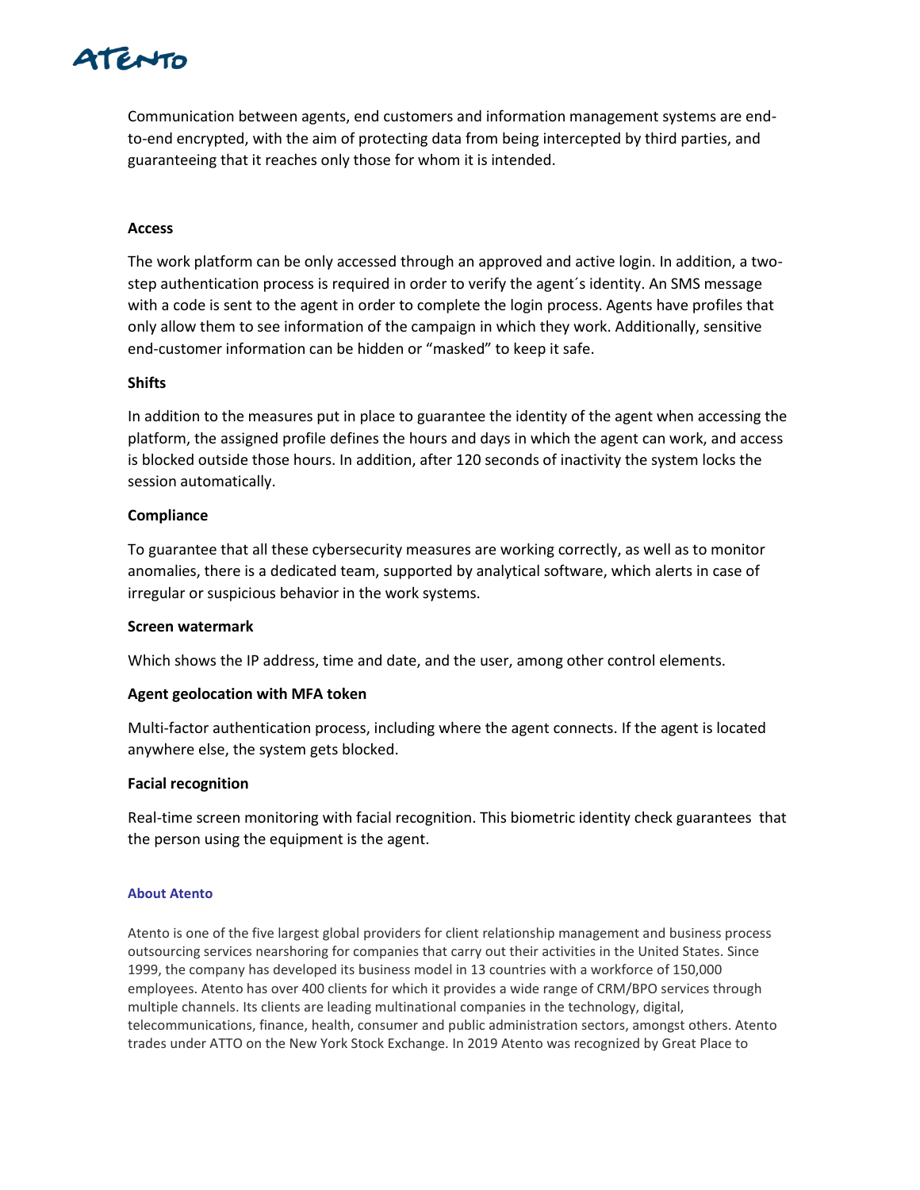Communication between agents, end customers and information management systems are end-to-end encrypted, with the aim of protecting data from being intercepted by third parties, and guaranteeing that it reaches only those for whom it is intended.

**Access**

The work platform can be only accessed through an approved and active login. In addition, a two-step authentication process is required in order to verify the agent´s identity. An SMS message with a code is sent to the agent in order to complete the login process. Agents have profiles that only allow them to see information of the campaign in which they work. Additionally, sensitive end-customer information can be hidden or "masked" to keep it safe.

**Shifts**

In addition to the measures put in place to guarantee the identity of the agent when accessing the platform, the assigned profile defines the hours and days in which the agent can work, and access is blocked outside those hours. In addition, after 120 seconds of inactivity the system locks the session automatically.

**Compliance**

To guarantee that all these cybersecurity measures are working correctly, as well as to monitor anomalies, there is a dedicated team, supported by analytical software, which alerts in case of irregular or suspicious behavior in the work systems.

**Screen watermark**

Which shows the IP address, time and date, and the user, among other control elements.

**Agent geolocation with MFA token**

Multi-factor authentication process, including where the agent connects. If the agent is located anywhere else, the system gets blocked.

**Facial recognition**

Real-time screen monitoring with facial recognition. This biometric identity check guarantees that the person using the equipment is the agent.

**About Atento**

Atento is one of the five largest global providers for client relationship management and business process outsourcing services nearshoring for companies that carry out their activities in the United States. Since 1999, the company has developed its business model in 13 countries with a workforce of 150,000 employees. Atento has over 400 clients for which it provides a wide range of CRM/BPO services through multiple channels. Its clients are leading multinational companies in the technology, digital, telecommunications, finance, health, consumer and public administration sectors, amongst others. Atento trades under ATTO on the New York Stock Exchange. In 2019 Atento was recognized by Great Place to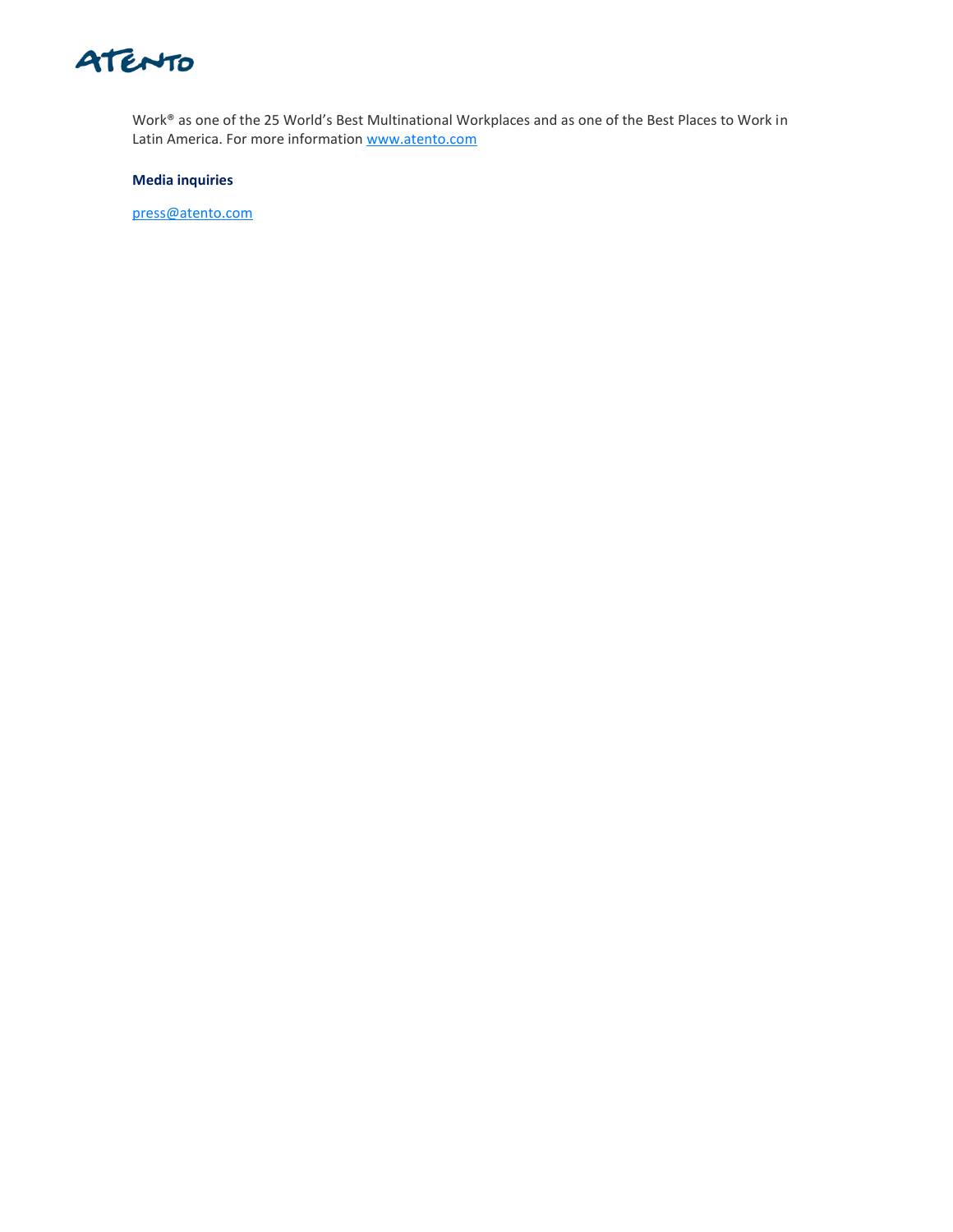Work® as one of the 25 World's Best Multinational Workplaces and as one of the Best Places to Work in Latin America. For more information [www.atento.com](http://www.atento.com)

**Media inquiries**

[press@atento.com](mailto:press@atento.com)